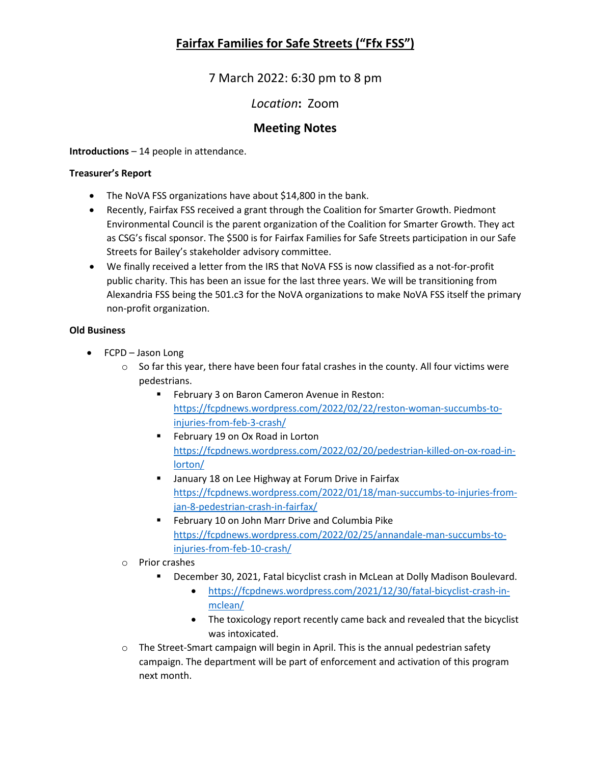# Fairfax Families for Safe Streets ("Ffx FSS")

7 March 2022: 6:30 pm to 8 pm

*Location*: Zoom

## Meeting Notes

**Introductions** – 14 people in attendance.

**Treasurer's Report**

- The NoVA FSS organizations have about $14,800 in the bank.
- Recently, Fairfax FSS received a grant through the Coalition for Smarter Growth. Piedmont Environmental Council is the parent organization of the Coalition for Smarter Growth. They act as CSG's fiscal sponsor. The $500 is for Fairfax Families for Safe Streets participation in our Safe Streets for Bailey's stakeholder advisory committee.
- We finally received a letter from the IRS that NoVA FSS is now classified as a not-for-profit public charity. This has been an issue for the last three years. We will be transitioning from Alexandria FSS being the 501.c3 for the NoVA organizations to make NoVA FSS itself the primary non-profit organization.

**Old Business**

- FCPD – Jason Long
  - So far this year, there have been four fatal crashes in the county. All four victims were pedestrians.
    - February 3 on Baron Cameron Avenue in Reston: https://fcpdnews.wordpress.com/2022/02/22/reston-woman-succumbs-to-injuries-from-feb-3-crash/
    - February 19 on Ox Road in Lorton https://fcpdnews.wordpress.com/2022/02/20/pedestrian-killed-on-ox-road-in-lorton/
    - January 18 on Lee Highway at Forum Drive in Fairfax https://fcpdnews.wordpress.com/2022/01/18/man-succumbs-to-injuries-from-jan-8-pedestrian-crash-in-fairfax/
    - February 10 on John Marr Drive and Columbia Pike https://fcpdnews.wordpress.com/2022/02/25/annandale-man-succumbs-to-injuries-from-feb-10-crash/
  - Prior crashes
    - December 30, 2021, Fatal bicyclist crash in McLean at Dolly Madison Boulevard.
      - https://fcpdnews.wordpress.com/2021/12/30/fatal-bicyclist-crash-in-mclean/
      - The toxicology report recently came back and revealed that the bicyclist was intoxicated.
  - The Street-Smart campaign will begin in April. This is the annual pedestrian safety campaign. The department will be part of enforcement and activation of this program next month.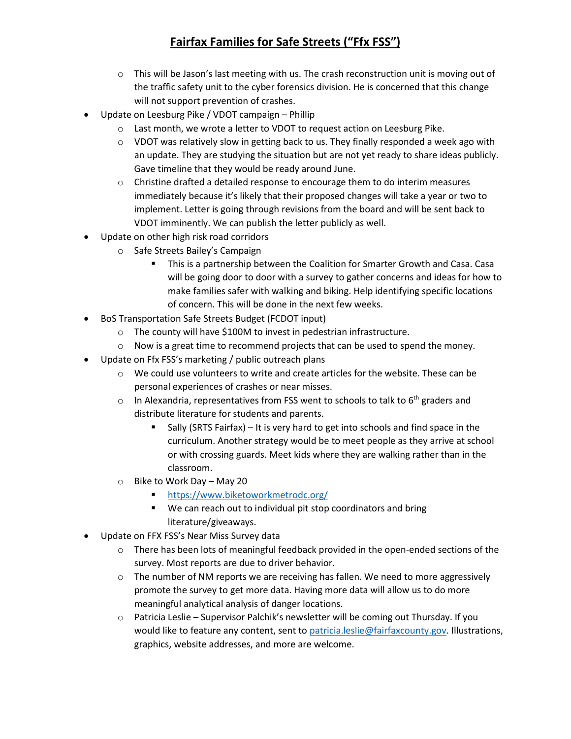# Fairfax Families for Safe Streets ("Ffx FSS")

  - This will be Jason's last meeting with us. The crash reconstruction unit is moving out of the traffic safety unit to the cyber forensics division. He is concerned that this change will not support prevention of crashes.
- Update on Leesburg Pike / VDOT campaign – Phillip
  - Last month, we wrote a letter to VDOT to request action on Leesburg Pike.
  - VDOT was relatively slow in getting back to us. They finally responded a week ago with an update. They are studying the situation but are not yet ready to share ideas publicly. Gave timeline that they would be ready around June.
  - Christine drafted a detailed response to encourage them to do interim measures immediately because it's likely that their proposed changes will take a year or two to implement. Letter is going through revisions from the board and will be sent back to VDOT imminently. We can publish the letter publicly as well.
- Update on other high risk road corridors
  - Safe Streets Bailey's Campaign
    - This is a partnership between the Coalition for Smarter Growth and Casa. Casa will be going door to door with a survey to gather concerns and ideas for how to make families safer with walking and biking. Help identifying specific locations of concern. This will be done in the next few weeks.
- BoS Transportation Safe Streets Budget (FCDOT input)
  - The county will have $100M to invest in pedestrian infrastructure.
  - Now is a great time to recommend projects that can be used to spend the money.
- Update on Ffx FSS's marketing / public outreach plans
  - We could use volunteers to write and create articles for the website. These can be personal experiences of crashes or near misses.
  - In Alexandria, representatives from FSS went to schools to talk to 6th graders and distribute literature for students and parents.
    - Sally (SRTS Fairfax) – It is very hard to get into schools and find space in the curriculum. Another strategy would be to meet people as they arrive at school or with crossing guards. Meet kids where they are walking rather than in the classroom.
  - Bike to Work Day – May 20
    - https://www.biketoworkmetrodc.org/
    - We can reach out to individual pit stop coordinators and bring literature/giveaways.
- Update on FFX FSS's Near Miss Survey data
  - There has been lots of meaningful feedback provided in the open-ended sections of the survey. Most reports are due to driver behavior.
  - The number of NM reports we are receiving has fallen. We need to more aggressively promote the survey to get more data. Having more data will allow us to do more meaningful analytical analysis of danger locations.
  - Patricia Leslie – Supervisor Palchik's newsletter will be coming out Thursday. If you would like to feature any content, sent to patricia.leslie@fairfaxcounty.gov. Illustrations, graphics, website addresses, and more are welcome.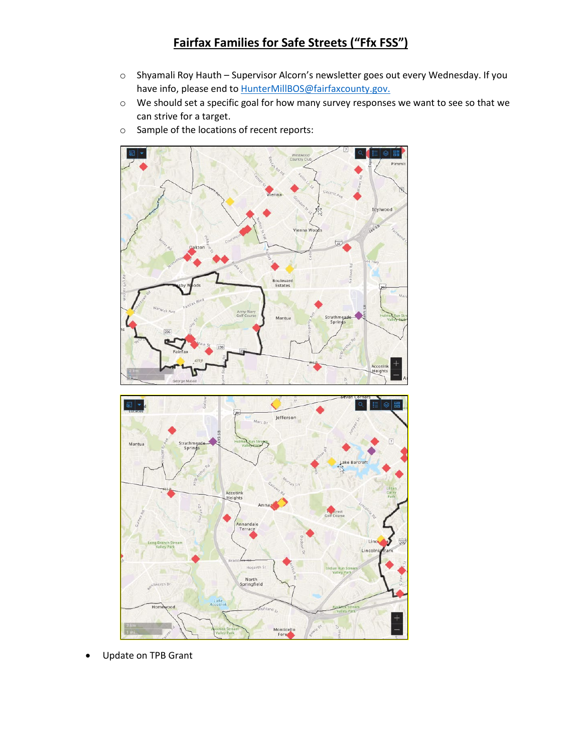# Fairfax Families for Safe Streets ("Ffx FSS")

- Shyamali Roy Hauth – Supervisor Alcorn's newsletter goes out every Wednesday. If you have info, please end to HunterMillBOS@fairfaxcounty.gov.
- We should set a specific goal for how many survey responses we want to see so that we can strive for a target.
- Sample of the locations of recent reports:

- Update on TPB Grant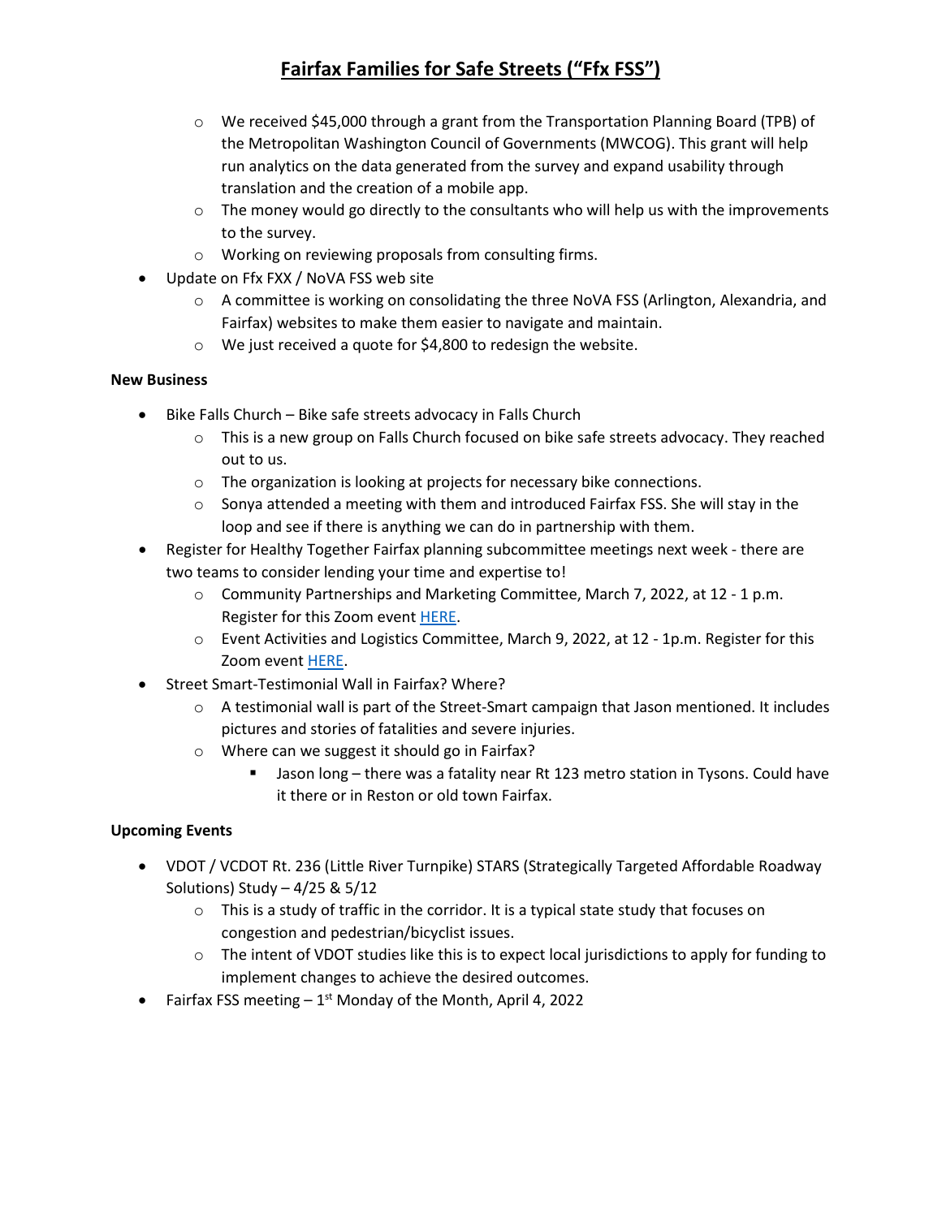- We received $45,000 through a grant from the Transportation Planning Board (TPB) of the Metropolitan Washington Council of Governments (MWCOG). This grant will help run analytics on the data generated from the survey and expand usability through translation and the creation of a mobile app.
  - The money would go directly to the consultants who will help us with the improvements to the survey.
  - Working on reviewing proposals from consulting firms.
- Update on Ffx FXX / NoVA FSS web site
  - A committee is working on consolidating the three NoVA FSS (Arlington, Alexandria, and Fairfax) websites to make them easier to navigate and maintain.
  - We just received a quote for $4,800 to redesign the website.

**New Business**

- Bike Falls Church – Bike safe streets advocacy in Falls Church
  - This is a new group on Falls Church focused on bike safe streets advocacy. They reached out to us.
  - The organization is looking at projects for necessary bike connections.
  - Sonya attended a meeting with them and introduced Fairfax FSS. She will stay in the loop and see if there is anything we can do in partnership with them.
- Register for Healthy Together Fairfax planning subcommittee meetings next week - there are two teams to consider lending your time and expertise to!
  - Community Partnerships and Marketing Committee, March 7, 2022, at 12 - 1 p.m. Register for this Zoom event HERE.
  - Event Activities and Logistics Committee, March 9, 2022, at 12 - 1p.m. Register for this Zoom event HERE.
- Street Smart-Testimonial Wall in Fairfax? Where?
  - A testimonial wall is part of the Street-Smart campaign that Jason mentioned. It includes pictures and stories of fatalities and severe injuries.
  - Where can we suggest it should go in Fairfax?
    - Jason long – there was a fatality near Rt 123 metro station in Tysons. Could have it there or in Reston or old town Fairfax.

**Upcoming Events**

- VDOT / VCDOT Rt. 236 (Little River Turnpike) STARS (Strategically Targeted Affordable Roadway Solutions) Study – 4/25 & 5/12
  - This is a study of traffic in the corridor. It is a typical state study that focuses on congestion and pedestrian/bicyclist issues.
  - The intent of VDOT studies like this is to expect local jurisdictions to apply for funding to implement changes to achieve the desired outcomes.
- Fairfax FSS meeting – 1st Monday of the Month, April 4, 2022